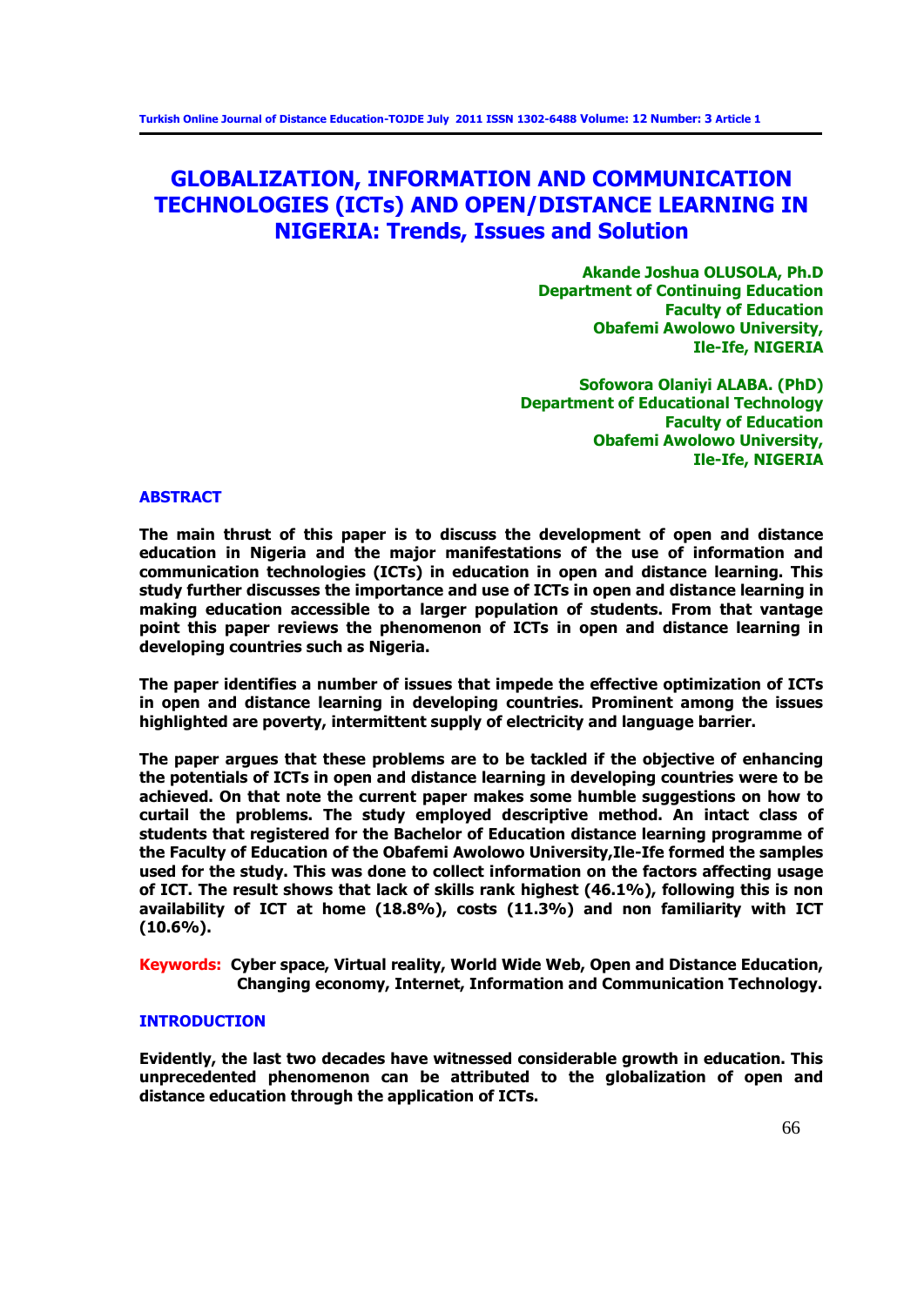# GLOBALIZATION, INFORMATION AND COMMUNICATION TECHNOLOGIES (ICTs) AND OPEN/DISTANCE LEARNING IN NIGERIA: Trends, Issues and Solution

**Akande Joshua OLUSOLA, Ph.D**
**Department of Continuing Education**
**Faculty of Education**
**Obafemi Awolowo University,**
**Ile-Ife, NIGERIA**

**Sofowora Olaniyi ALABA. (PhD)**
**Department of Educational Technology**
**Faculty of Education**
**Obafemi Awolowo University,**
**Ile-Ife, NIGERIA**

## ABSTRACT

**The main thrust of this paper is to discuss the development of open and distance education in Nigeria and the major manifestations of the use of information and communication technologies (ICTs) in education in open and distance learning. This study further discusses the importance and use of ICTs in open and distance learning in making education accessible to a larger population of students. From that vantage point this paper reviews the phenomenon of ICTs in open and distance learning in developing countries such as Nigeria.**

**The paper identifies a number of issues that impede the effective optimization of ICTs in open and distance learning in developing countries. Prominent among the issues highlighted are poverty, intermittent supply of electricity and language barrier.**

**The paper argues that these problems are to be tackled if the objective of enhancing the potentials of ICTs in open and distance learning in developing countries were to be achieved. On that note the current paper makes some humble suggestions on how to curtail the problems. The study employed descriptive method. An intact class of students that registered for the Bachelor of Education distance learning programme of the Faculty of Education of the Obafemi Awolowo University,Ile-Ife formed the samples used for the study. This was done to collect information on the factors affecting usage of ICT. The result shows that lack of skills rank highest (46.1%), following this is non availability of ICT at home (18.8%), costs (11.3%) and non familiarity with ICT (10.6%).**

**Keywords:** **Cyber space, Virtual reality, World Wide Web, Open and Distance Education, Changing economy, Internet, Information and Communication Technology.**

## INTRODUCTION

**Evidently, the last two decades have witnessed considerable growth in education. This unprecedented phenomenon can be attributed to the globalization of open and distance education through the application of ICTs.**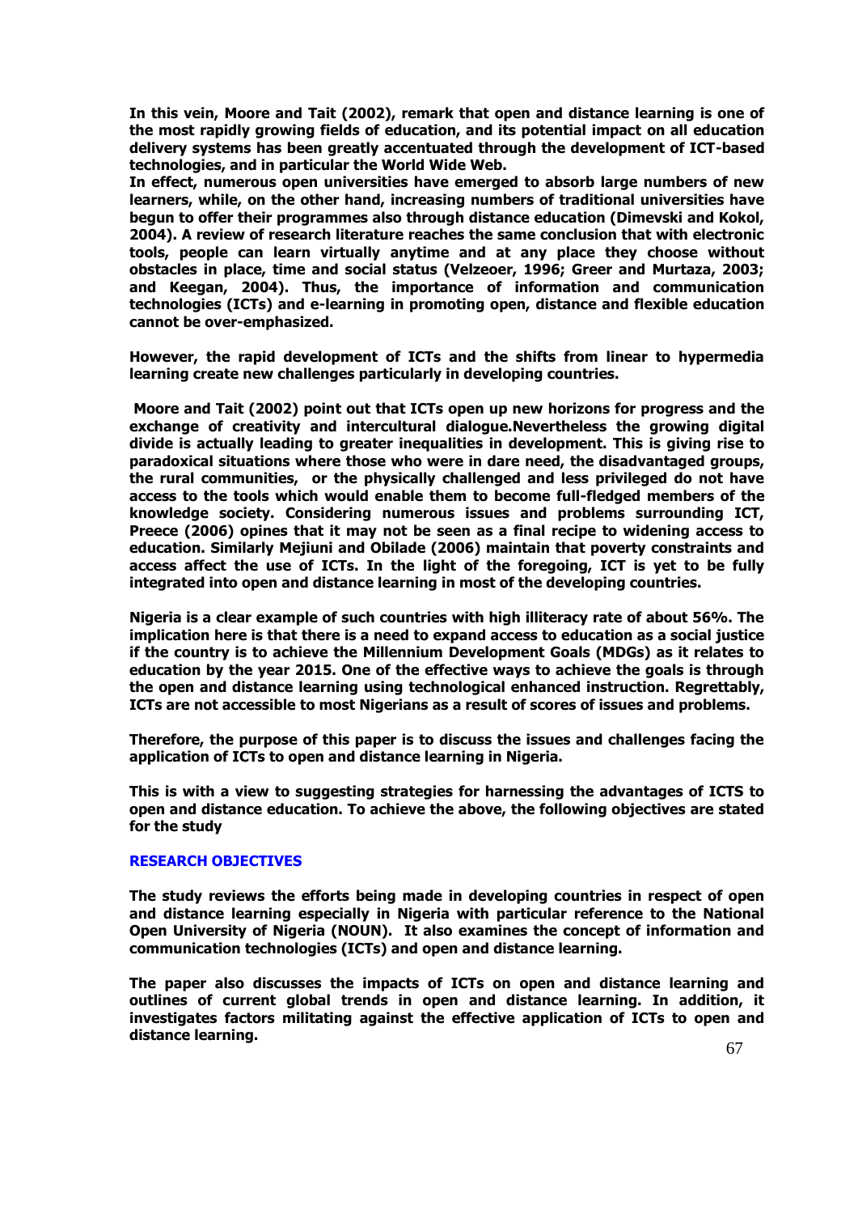In this vein, Moore and Tait (2002), remark that open and distance learning is one of the most rapidly growing fields of education, and its potential impact on all education delivery systems has been greatly accentuated through the development of ICT-based technologies, and in particular the World Wide Web.

In effect, numerous open universities have emerged to absorb large numbers of new learners, while, on the other hand, increasing numbers of traditional universities have begun to offer their programmes also through distance education (Dimevski and Kokol, 2004). A review of research literature reaches the same conclusion that with electronic tools, people can learn virtually anytime and at any place they choose without obstacles in place, time and social status (Velzeoer, 1996; Greer and Murtaza, 2003; and Keegan, 2004). Thus, the importance of information and communication technologies (ICTs) and e-learning in promoting open, distance and flexible education cannot be over-emphasized.

However, the rapid development of ICTs and the shifts from linear to hypermedia learning create new challenges particularly in developing countries.

Moore and Tait (2002) point out that ICTs open up new horizons for progress and the exchange of creativity and intercultural dialogue.Nevertheless the growing digital divide is actually leading to greater inequalities in development. This is giving rise to paradoxical situations where those who were in dare need, the disadvantaged groups, the rural communities, or the physically challenged and less privileged do not have access to the tools which would enable them to become full-fledged members of the knowledge society. Considering numerous issues and problems surrounding ICT, Preece (2006) opines that it may not be seen as a final recipe to widening access to education. Similarly Mejiuni and Obilade (2006) maintain that poverty constraints and access affect the use of ICTs. In the light of the foregoing, ICT is yet to be fully integrated into open and distance learning in most of the developing countries.

Nigeria is a clear example of such countries with high illiteracy rate of about 56%. The implication here is that there is a need to expand access to education as a social justice if the country is to achieve the Millennium Development Goals (MDGs) as it relates to education by the year 2015. One of the effective ways to achieve the goals is through the open and distance learning using technological enhanced instruction. Regrettably, ICTs are not accessible to most Nigerians as a result of scores of issues and problems.

Therefore, the purpose of this paper is to discuss the issues and challenges facing the application of ICTs to open and distance learning in Nigeria.

This is with a view to suggesting strategies for harnessing the advantages of ICTS to open and distance education. To achieve the above, the following objectives are stated for the study

## RESEARCH OBJECTIVES

The study reviews the efforts being made in developing countries in respect of open and distance learning especially in Nigeria with particular reference to the National Open University of Nigeria (NOUN). It also examines the concept of information and communication technologies (ICTs) and open and distance learning.

The paper also discusses the impacts of ICTs on open and distance learning and outlines of current global trends in open and distance learning. In addition, it investigates factors militating against the effective application of ICTs to open and distance learning.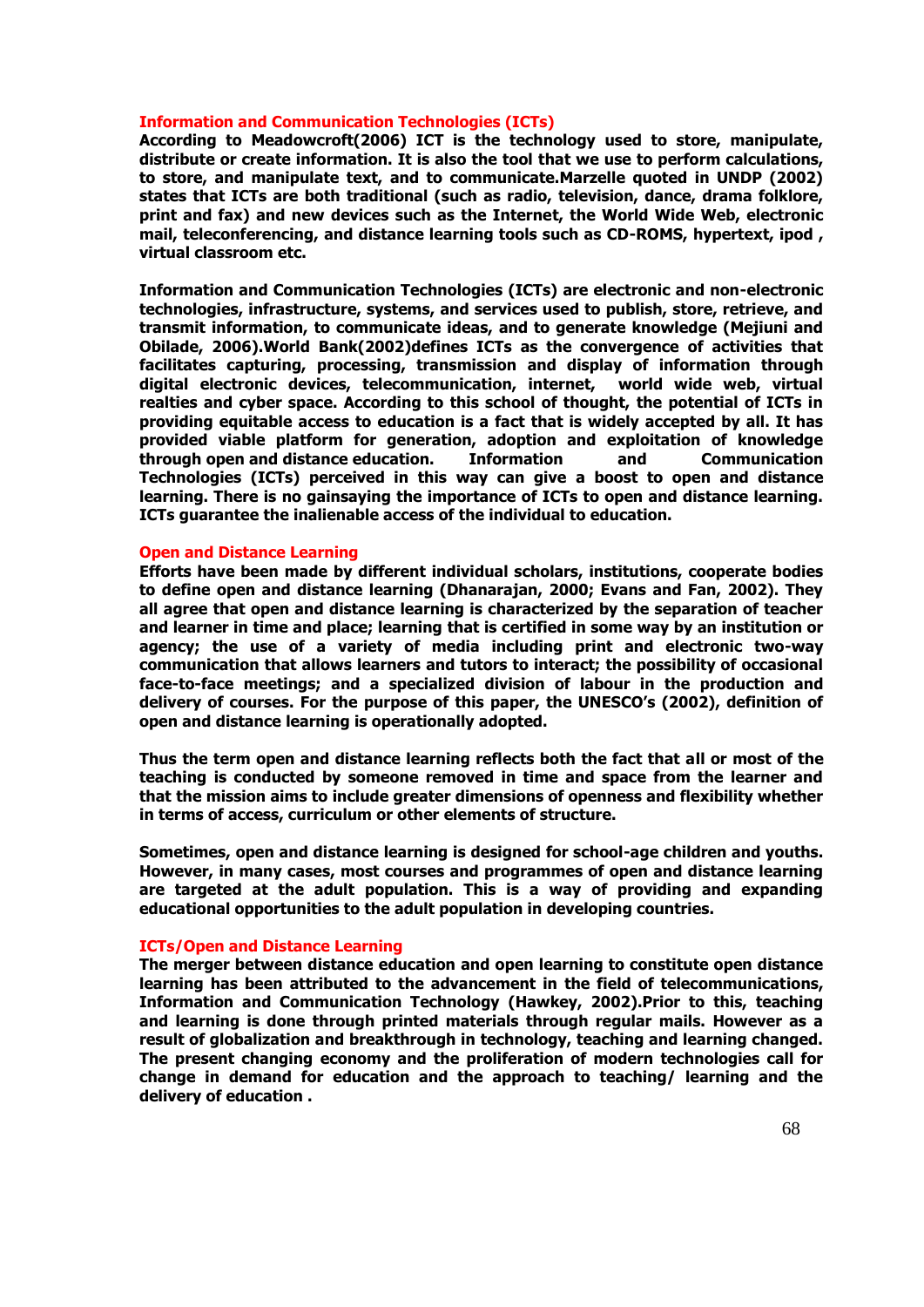### Information and Communication Technologies (ICTs)

**According to Meadowcroft(2006) ICT is the technology used to store, manipulate, distribute or create information. It is also the tool that we use to perform calculations, to store, and manipulate text, and to communicate.Marzelle quoted in UNDP (2002) states that ICTs are both traditional (such as radio, television, dance, drama folklore, print and fax) and new devices such as the Internet, the World Wide Web, electronic mail, teleconferencing, and distance learning tools such as CD-ROMS, hypertext, ipod , virtual classroom etc.**

**Information and Communication Technologies (ICTs) are electronic and non-electronic technologies, infrastructure, systems, and services used to publish, store, retrieve, and transmit information, to communicate ideas, and to generate knowledge (Mejiuni and Obilade, 2006).World Bank(2002)defines ICTs as the convergence of activities that facilitates capturing, processing, transmission and display of information through digital electronic devices, telecommunication, internet, world wide web, virtual realties and cyber space. According to this school of thought, the potential of ICTs in providing equitable access to education is a fact that is widely accepted by all. It has provided viable platform for generation, adoption and exploitation of knowledge through open and distance education. Information and Communication Technologies (ICTs) perceived in this way can give a boost to open and distance learning. There is no gainsaying the importance of ICTs to open and distance learning. ICTs guarantee the inalienable access of the individual to education.**

### Open and Distance Learning

**Efforts have been made by different individual scholars, institutions, cooperate bodies to define open and distance learning (Dhanarajan, 2000; Evans and Fan, 2002). They all agree that open and distance learning is characterized by the separation of teacher and learner in time and place; learning that is certified in some way by an institution or agency; the use of a variety of media including print and electronic two-way communication that allows learners and tutors to interact; the possibility of occasional face-to-face meetings; and a specialized division of labour in the production and delivery of courses. For the purpose of this paper, the UNESCO's (2002), definition of open and distance learning is operationally adopted.**

**Thus the term open and distance learning reflects both the fact that all or most of the teaching is conducted by someone removed in time and space from the learner and that the mission aims to include greater dimensions of openness and flexibility whether in terms of access, curriculum or other elements of structure.**

**Sometimes, open and distance learning is designed for school-age children and youths. However, in many cases, most courses and programmes of open and distance learning are targeted at the adult population. This is a way of providing and expanding educational opportunities to the adult population in developing countries.**

### ICTs/Open and Distance Learning

**The merger between distance education and open learning to constitute open distance learning has been attributed to the advancement in the field of telecommunications, Information and Communication Technology (Hawkey, 2002).Prior to this, teaching and learning is done through printed materials through regular mails. However as a result of globalization and breakthrough in technology, teaching and learning changed. The present changing economy and the proliferation of modern technologies call for change in demand for education and the approach to teaching/ learning and the delivery of education .**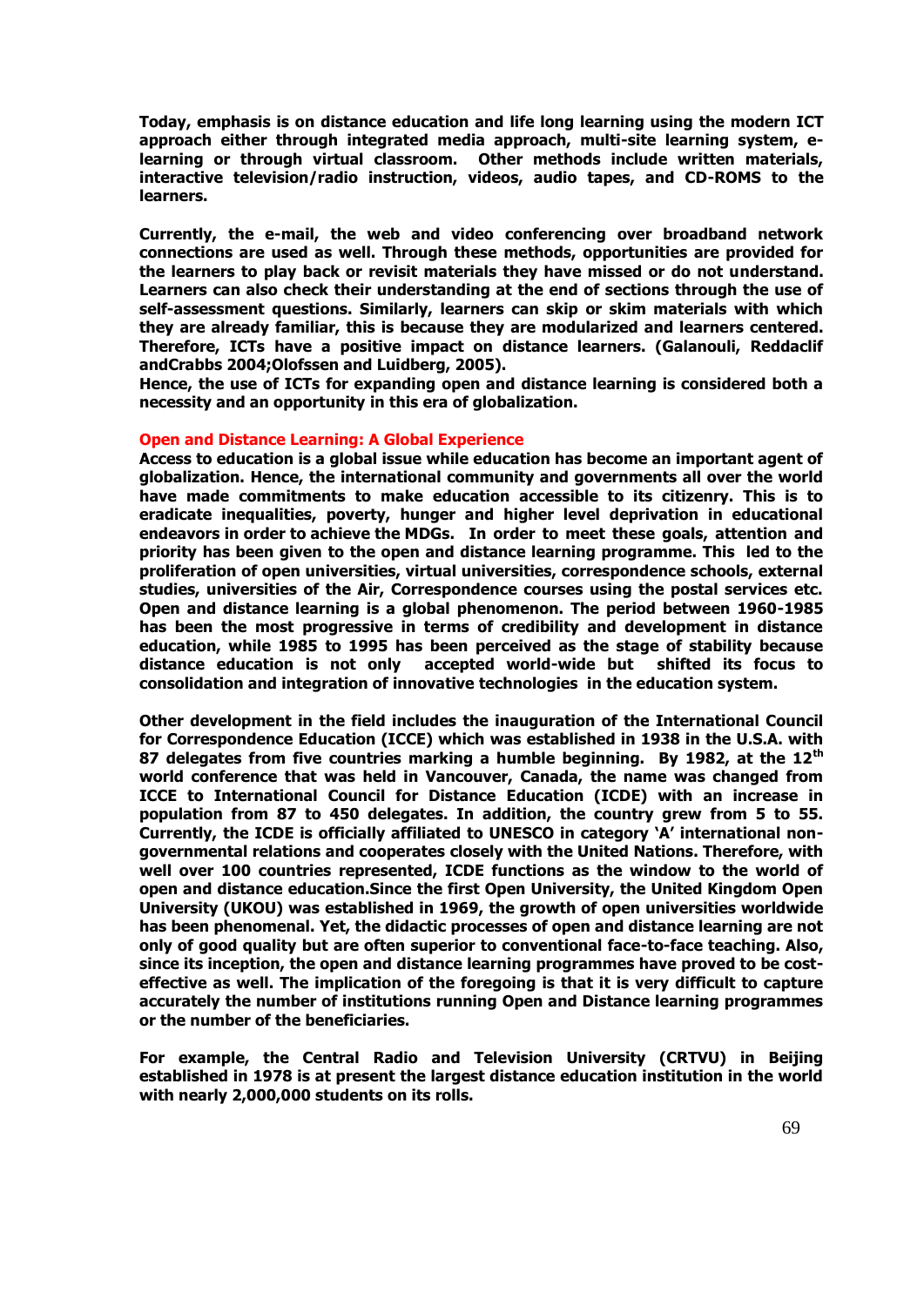**Today, emphasis is on distance education and life long learning using the modern ICT approach either through integrated media approach, multi-site learning system, e-learning or through virtual classroom. Other methods include written materials, interactive television/radio instruction, videos, audio tapes, and CD-ROMS to the learners.**

**Currently, the e-mail, the web and video conferencing over broadband network connections are used as well. Through these methods, opportunities are provided for the learners to play back or revisit materials they have missed or do not understand. Learners can also check their understanding at the end of sections through the use of self-assessment questions. Similarly, learners can skip or skim materials with which they are already familiar, this is because they are modularized and learners centered. Therefore, ICTs have a positive impact on distance learners. (Galanouli, Reddaclif andCrabbs 2004;Olofssen and Luidberg, 2005).**

**Hence, the use of ICTs for expanding open and distance learning is considered both a necessity and an opportunity in this era of globalization.**

## Open and Distance Learning: A Global Experience

**Access to education is a global issue while education has become an important agent of globalization. Hence, the international community and governments all over the world have made commitments to make education accessible to its citizenry. This is to eradicate inequalities, poverty, hunger and higher level deprivation in educational endeavors in order to achieve the MDGs. In order to meet these goals, attention and priority has been given to the open and distance learning programme. This led to the proliferation of open universities, virtual universities, correspondence schools, external studies, universities of the Air, Correspondence courses using the postal services etc. Open and distance learning is a global phenomenon. The period between 1960-1985 has been the most progressive in terms of credibility and development in distance education, while 1985 to 1995 has been perceived as the stage of stability because distance education is not only accepted world-wide but shifted its focus to consolidation and integration of innovative technologies in the education system.**

**Other development in the field includes the inauguration of the International Council for Correspondence Education (ICCE) which was established in 1938 in the U.S.A. with 87 delegates from five countries marking a humble beginning. By 1982, at the 12th world conference that was held in Vancouver, Canada, the name was changed from ICCE to International Council for Distance Education (ICDE) with an increase in population from 87 to 450 delegates. In addition, the country grew from 5 to 55. Currently, the ICDE is officially affiliated to UNESCO in category 'A' international non-governmental relations and cooperates closely with the United Nations. Therefore, with well over 100 countries represented, ICDE functions as the window to the world of open and distance education.Since the first Open University, the United Kingdom Open University (UKOU) was established in 1969, the growth of open universities worldwide has been phenomenal. Yet, the didactic processes of open and distance learning are not only of good quality but are often superior to conventional face-to-face teaching. Also, since its inception, the open and distance learning programmes have proved to be cost-effective as well. The implication of the foregoing is that it is very difficult to capture accurately the number of institutions running Open and Distance learning programmes or the number of the beneficiaries.**

**For example, the Central Radio and Television University (CRTVU) in Beijing established in 1978 is at present the largest distance education institution in the world with nearly 2,000,000 students on its rolls.**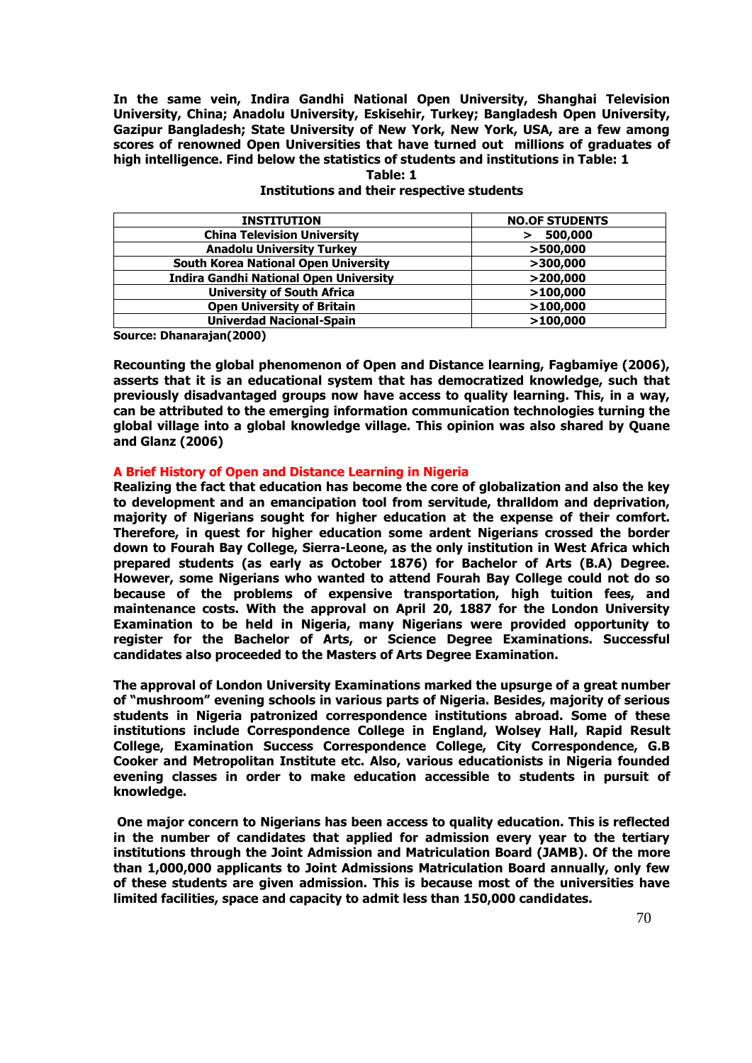**In the same vein, Indira Gandhi National Open University, Shanghai Television University, China; Anadolu University, Eskisehir, Turkey; Bangladesh Open University, Gazipur Bangladesh; State University of New York, New York, USA, are a few among scores of renowned Open Universities that have turned out millions of graduates of high intelligence. Find below the statistics of students and institutions in Table: 1**

**Table: 1**

**Institutions and their respective students**

| INSTITUTION | NO.OF STUDENTS |
|---|---|
| China Television University | > 500,000 |
| Anadolu University Turkey | >500,000 |
| South Korea National Open University | >300,000 |
| Indira Gandhi National Open University | >200,000 |
| University of South Africa | >100,000 |
| Open University of Britain | >100,000 |
| Univerdad Nacional-Spain | >100,000 |

**Source: Dhanarajan(2000)**

**Recounting the global phenomenon of Open and Distance learning, Fagbamiye (2006), asserts that it is an educational system that has democratized knowledge, such that previously disadvantaged groups now have access to quality learning. This, in a way, can be attributed to the emerging information communication technologies turning the global village into a global knowledge village. This opinion was also shared by Quane and Glanz (2006)**

## A Brief History of Open and Distance Learning in Nigeria

**Realizing the fact that education has become the core of globalization and also the key to development and an emancipation tool from servitude, thralldom and deprivation, majority of Nigerians sought for higher education at the expense of their comfort. Therefore, in quest for higher education some ardent Nigerians crossed the border down to Fourah Bay College, Sierra-Leone, as the only institution in West Africa which prepared students (as early as October 1876) for Bachelor of Arts (B.A) Degree. However, some Nigerians who wanted to attend Fourah Bay College could not do so because of the problems of expensive transportation, high tuition fees, and maintenance costs. With the approval on April 20, 1887 for the London University Examination to be held in Nigeria, many Nigerians were provided opportunity to register for the Bachelor of Arts, or Science Degree Examinations. Successful candidates also proceeded to the Masters of Arts Degree Examination.**

**The approval of London University Examinations marked the upsurge of a great number of "mushroom" evening schools in various parts of Nigeria. Besides, majority of serious students in Nigeria patronized correspondence institutions abroad. Some of these institutions include Correspondence College in England, Wolsey Hall, Rapid Result College, Examination Success Correspondence College, City Correspondence, G.B Cooker and Metropolitan Institute etc. Also, various educationists in Nigeria founded evening classes in order to make education accessible to students in pursuit of knowledge.**

**One major concern to Nigerians has been access to quality education. This is reflected in the number of candidates that applied for admission every year to the tertiary institutions through the Joint Admission and Matriculation Board (JAMB). Of the more than 1,000,000 applicants to Joint Admissions Matriculation Board annually, only few of these students are given admission. This is because most of the universities have limited facilities, space and capacity to admit less than 150,000 candidates.**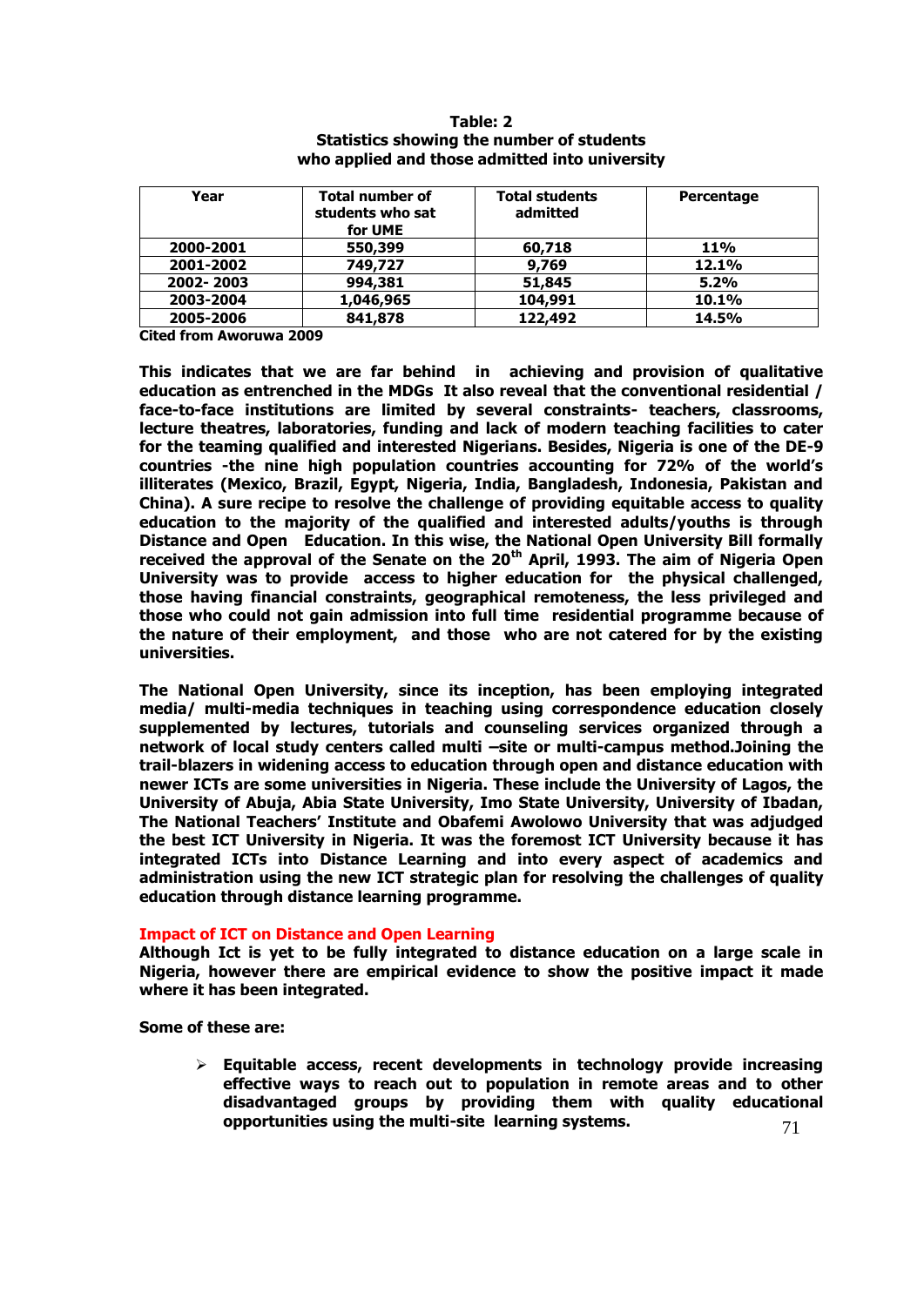**Table: 2**
**Statistics showing the number of students who applied and those admitted into university**

| Year | Total number of students who sat for UME | Total students admitted | Percentage |
|---|---|---|---|
| 2000-2001 | 550,399 | 60,718 | 11% |
| 2001-2002 | 749,727 | 9,769 | 12.1% |
| 2002- 2003 | 994,381 | 51,845 | 5.2% |
| 2003-2004 | 1,046,965 | 104,991 | 10.1% |
| 2005-2006 | 841,878 | 122,492 | 14.5% |

**Cited from Aworuwa 2009**

**This indicates that we are far behind in achieving and provision of qualitative education as entrenched in the MDGs It also reveal that the conventional residential / face-to-face institutions are limited by several constraints- teachers, classrooms, lecture theatres, laboratories, funding and lack of modern teaching facilities to cater for the teaming qualified and interested Nigerians. Besides, Nigeria is one of the DE-9 countries -the nine high population countries accounting for 72% of the world's illiterates (Mexico, Brazil, Egypt, Nigeria, India, Bangladesh, Indonesia, Pakistan and China). A sure recipe to resolve the challenge of providing equitable access to quality education to the majority of the qualified and interested adults/youths is through Distance and Open Education. In this wise, the National Open University Bill formally received the approval of the Senate on the 20th April, 1993. The aim of Nigeria Open University was to provide access to higher education for the physical challenged, those having financial constraints, geographical remoteness, the less privileged and those who could not gain admission into full time residential programme because of the nature of their employment, and those who are not catered for by the existing universities.**

**The National Open University, since its inception, has been employing integrated media/ multi-media techniques in teaching using correspondence education closely supplemented by lectures, tutorials and counseling services organized through a network of local study centers called multi –site or multi-campus method.Joining the trail-blazers in widening access to education through open and distance education with newer ICTs are some universities in Nigeria. These include the University of Lagos, the University of Abuja, Abia State University, Imo State University, University of Ibadan, The National Teachers' Institute and Obafemi Awolowo University that was adjudged the best ICT University in Nigeria. It was the foremost ICT University because it has integrated ICTs into Distance Learning and into every aspect of academics and administration using the new ICT strategic plan for resolving the challenges of quality education through distance learning programme.**

## Impact of ICT on Distance and Open Learning

**Although Ict is yet to be fully integrated to distance education on a large scale in Nigeria, however there are empirical evidence to show the positive impact it made where it has been integrated.**

**Some of these are:**

- **Equitable access, recent developments in technology provide increasing effective ways to reach out to population in remote areas and to other disadvantaged groups by providing them with quality educational opportunities using the multi-site learning systems.**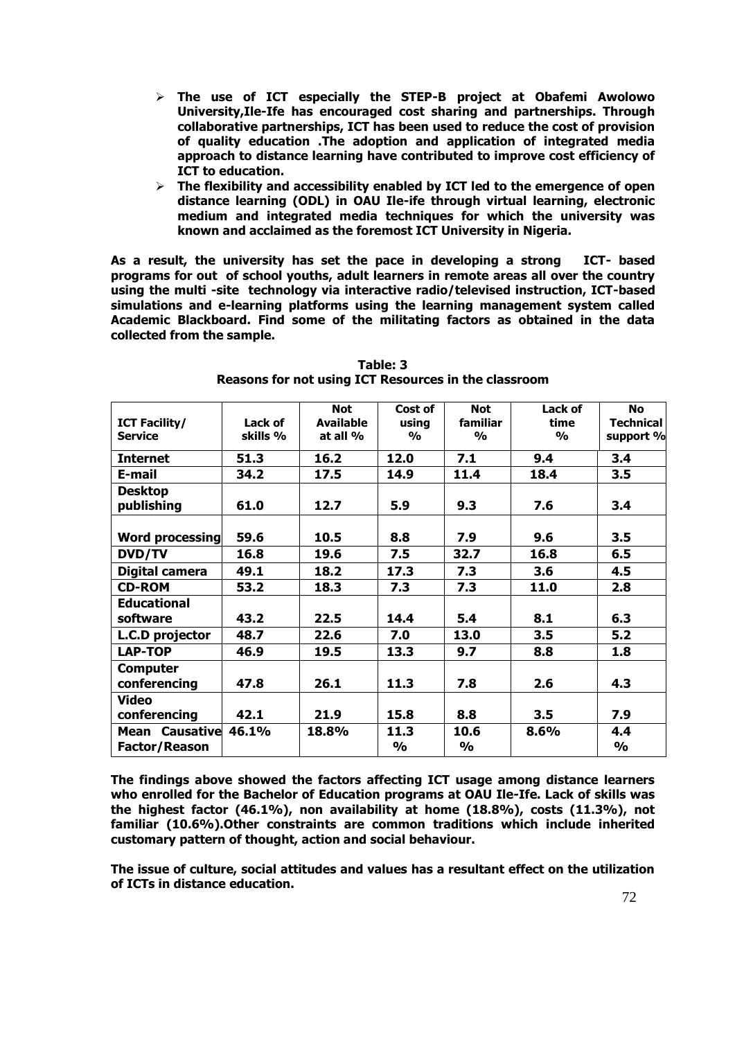- **The use of ICT especially the STEP-B project at Obafemi Awolowo University,Ile-Ife has encouraged cost sharing and partnerships. Through collaborative partnerships, ICT has been used to reduce the cost of provision of quality education .The adoption and application of integrated media approach to distance learning have contributed to improve cost efficiency of ICT to education.**
- **The flexibility and accessibility enabled by ICT led to the emergence of open distance learning (ODL) in OAU Ile-ife through virtual learning, electronic medium and integrated media techniques for which the university was known and acclaimed as the foremost ICT University in Nigeria.**

**As a result, the university has set the pace in developing a strong ICT- based programs for out of school youths, adult learners in remote areas all over the country using the multi -site technology via interactive radio/televised instruction, ICT-based simulations and e-learning platforms using the learning management system called Academic Blackboard. Find some of the militating factors as obtained in the data collected from the sample.**

**Table: 3**
**Reasons for not using ICT Resources in the classroom**

| ICT Facility/ Service | Lack of skills % | Not Available at all % | Cost of using % | Not familiar % | Lack of time % | No Technical support % |
|---|---|---|---|---|---|---|
| Internet | 51.3 | 16.2 | 12.0 | 7.1 | 9.4 | 3.4 |
| E-mail | 34.2 | 17.5 | 14.9 | 11.4 | 18.4 | 3.5 |
| Desktop publishing | 61.0 | 12.7 | 5.9 | 9.3 | 7.6 | 3.4 |
| Word processing | 59.6 | 10.5 | 8.8 | 7.9 | 9.6 | 3.5 |
| DVD/TV | 16.8 | 19.6 | 7.5 | 32.7 | 16.8 | 6.5 |
| Digital camera | 49.1 | 18.2 | 17.3 | 7.3 | 3.6 | 4.5 |
| CD-ROM | 53.2 | 18.3 | 7.3 | 7.3 | 11.0 | 2.8 |
| Educational software | 43.2 | 22.5 | 14.4 | 5.4 | 8.1 | 6.3 |
| L.C.D projector | 48.7 | 22.6 | 7.0 | 13.0 | 3.5 | 5.2 |
| LAP-TOP | 46.9 | 19.5 | 13.3 | 9.7 | 8.8 | 1.8 |
| Computer conferencing | 47.8 | 26.1 | 11.3 | 7.8 | 2.6 | 4.3 |
| Video conferencing | 42.1 | 21.9 | 15.8 | 8.8 | 3.5 | 7.9 |
| Mean Causative Factor/Reason | 46.1% | 18.8% | 11.3 % | 10.6 % | 8.6% | 4.4 % |

**The findings above showed the factors affecting ICT usage among distance learners who enrolled for the Bachelor of Education programs at OAU Ile-Ife. Lack of skills was the highest factor (46.1%), non availability at home (18.8%), costs (11.3%), not familiar (10.6%).Other constraints are common traditions which include inherited customary pattern of thought, action and social behaviour.**

**The issue of culture, social attitudes and values has a resultant effect on the utilization of ICTs in distance education.**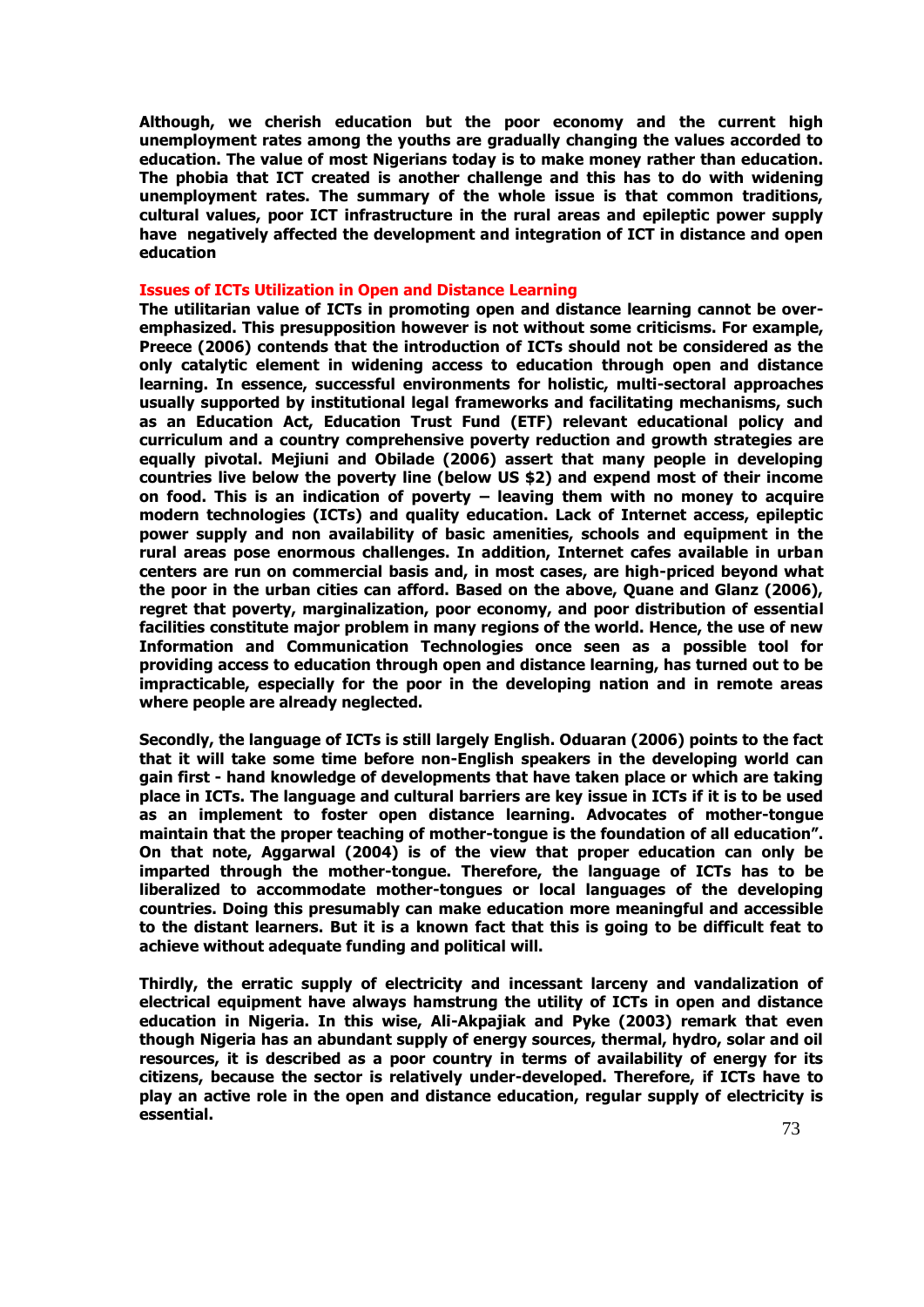**Although, we cherish education but the poor economy and the current high unemployment rates among the youths are gradually changing the values accorded to education. The value of most Nigerians today is to make money rather than education. The phobia that ICT created is another challenge and this has to do with widening unemployment rates. The summary of the whole issue is that common traditions, cultural values, poor ICT infrastructure in the rural areas and epileptic power supply have negatively affected the development and integration of ICT in distance and open education**

## Issues of ICTs Utilization in Open and Distance Learning

**The utilitarian value of ICTs in promoting open and distance learning cannot be over-emphasized. This presupposition however is not without some criticisms. For example, Preece (2006) contends that the introduction of ICTs should not be considered as the only catalytic element in widening access to education through open and distance learning. In essence, successful environments for holistic, multi-sectoral approaches usually supported by institutional legal frameworks and facilitating mechanisms, such as an Education Act, Education Trust Fund (ETF) relevant educational policy and curriculum and a country comprehensive poverty reduction and growth strategies are equally pivotal. Mejiuni and Obilade (2006) assert that many people in developing countries live below the poverty line (below US $2) and expend most of their income on food. This is an indication of poverty – leaving them with no money to acquire modern technologies (ICTs) and quality education. Lack of Internet access, epileptic power supply and non availability of basic amenities, schools and equipment in the rural areas pose enormous challenges. In addition, Internet cafes available in urban centers are run on commercial basis and, in most cases, are high-priced beyond what the poor in the urban cities can afford. Based on the above, Quane and Glanz (2006), regret that poverty, marginalization, poor economy, and poor distribution of essential facilities constitute major problem in many regions of the world. Hence, the use of new Information and Communication Technologies once seen as a possible tool for providing access to education through open and distance learning, has turned out to be impracticable, especially for the poor in the developing nation and in remote areas where people are already neglected.**

**Secondly, the language of ICTs is still largely English. Oduaran (2006) points to the fact that it will take some time before non-English speakers in the developing world can gain first - hand knowledge of developments that have taken place or which are taking place in ICTs. The language and cultural barriers are key issue in ICTs if it is to be used as an implement to foster open distance learning. Advocates of mother-tongue maintain that the proper teaching of mother-tongue is the foundation of all education". On that note, Aggarwal (2004) is of the view that proper education can only be imparted through the mother-tongue. Therefore, the language of ICTs has to be liberalized to accommodate mother-tongues or local languages of the developing countries. Doing this presumably can make education more meaningful and accessible to the distant learners. But it is a known fact that this is going to be difficult feat to achieve without adequate funding and political will.**

**Thirdly, the erratic supply of electricity and incessant larceny and vandalization of electrical equipment have always hamstrung the utility of ICTs in open and distance education in Nigeria. In this wise, Ali-Akpajiak and Pyke (2003) remark that even though Nigeria has an abundant supply of energy sources, thermal, hydro, solar and oil resources, it is described as a poor country in terms of availability of energy for its citizens, because the sector is relatively under-developed. Therefore, if ICTs have to play an active role in the open and distance education, regular supply of electricity is essential.**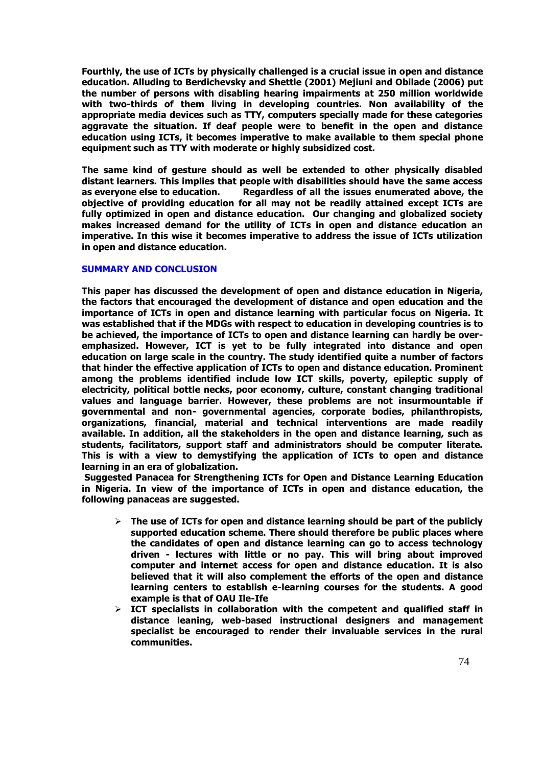**Fourthly, the use of ICTs by physically challenged is a crucial issue in open and distance education. Alluding to Berdichevsky and Shettle (2001) Mejiuni and Obilade (2006) put the number of persons with disabling hearing impairments at 250 million worldwide with two-thirds of them living in developing countries. Non availability of the appropriate media devices such as TTY, computers specially made for these categories aggravate the situation. If deaf people were to benefit in the open and distance education using ICTs, it becomes imperative to make available to them special phone equipment such as TTY with moderate or highly subsidized cost.**

**The same kind of gesture should as well be extended to other physically disabled distant learners. This implies that people with disabilities should have the same access as everyone else to education. Regardless of all the issues enumerated above, the objective of providing education for all may not be readily attained except ICTs are fully optimized in open and distance education. Our changing and globalized society makes increased demand for the utility of ICTs in open and distance education an imperative. In this wise it becomes imperative to address the issue of ICTs utilization in open and distance education.**

## SUMMARY AND CONCLUSION

**This paper has discussed the development of open and distance education in Nigeria, the factors that encouraged the development of distance and open education and the importance of ICTs in open and distance learning with particular focus on Nigeria. It was established that if the MDGs with respect to education in developing countries is to be achieved, the importance of ICTs to open and distance learning can hardly be over-emphasized. However, ICT is yet to be fully integrated into distance and open education on large scale in the country. The study identified quite a number of factors that hinder the effective application of ICTs to open and distance education. Prominent among the problems identified include low ICT skills, poverty, epileptic supply of electricity, political bottle necks, poor economy, culture, constant changing traditional values and language barrier. However, these problems are not insurmountable if governmental and non- governmental agencies, corporate bodies, philanthropists, organizations, financial, material and technical interventions are made readily available. In addition, all the stakeholders in the open and distance learning, such as students, facilitators, support staff and administrators should be computer literate. This is with a view to demystifying the application of ICTs to open and distance learning in an era of globalization.**

**Suggested Panacea for Strengthening ICTs for Open and Distance Learning Education in Nigeria. In view of the importance of ICTs in open and distance education, the following panaceas are suggested.**

- **The use of ICTs for open and distance learning should be part of the publicly supported education scheme. There should therefore be public places where the candidates of open and distance learning can go to access technology driven - lectures with little or no pay. This will bring about improved computer and internet access for open and distance education. It is also believed that it will also complement the efforts of the open and distance learning centers to establish e-learning courses for the students. A good example is that of OAU Ile-Ife**
- **ICT specialists in collaboration with the competent and qualified staff in distance leaning, web-based instructional designers and management specialist be encouraged to render their invaluable services in the rural communities.**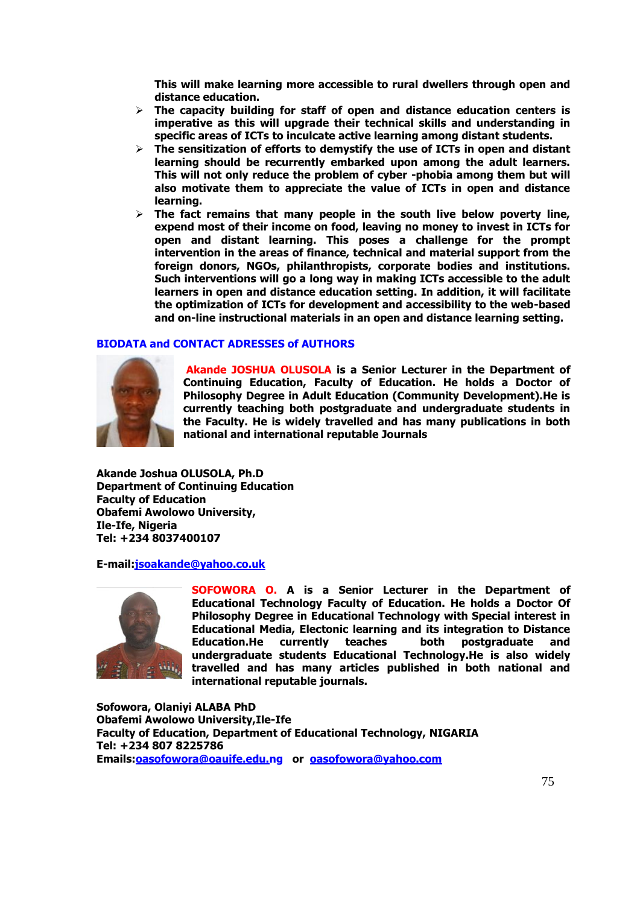This will make learning more accessible to rural dwellers through open and distance education.

- The capacity building for staff of open and distance education centers is imperative as this will upgrade their technical skills and understanding in specific areas of ICTs to inculcate active learning among distant students.
- The sensitization of efforts to demystify the use of ICTs in open and distant learning should be recurrently embarked upon among the adult learners. This will not only reduce the problem of cyber -phobia among them but will also motivate them to appreciate the value of ICTs in open and distance learning.
- The fact remains that many people in the south live below poverty line, expend most of their income on food, leaving no money to invest in ICTs for open and distant learning. This poses a challenge for the prompt intervention in the areas of finance, technical and material support from the foreign donors, NGOs, philanthropists, corporate bodies and institutions. Such interventions will go a long way in making ICTs accessible to the adult learners in open and distance education setting. In addition, it will facilitate the optimization of ICTs for development and accessibility to the web-based and on-line instructional materials in an open and distance learning setting.

## BIODATA and CONTACT ADRESSES of AUTHORS

**Akande JOSHUA OLUSOLA** is a Senior Lecturer in the Department of Continuing Education, Faculty of Education. He holds a Doctor of Philosophy Degree in Adult Education (Community Development).He is currently teaching both postgraduate and undergraduate students in the Faculty. He is widely travelled and has many publications in both national and international reputable Journals

**Akande Joshua OLUSOLA, Ph.D**
**Department of Continuing Education**
**Faculty of Education**
**Obafemi Awolowo University,**
**Ile-Ife, Nigeria**
**Tel: +234 8037400107**

**E-mail:jsoakande@yahoo.co.uk**

**SOFOWORA O.** A is a Senior Lecturer in the Department of Educational Technology Faculty of Education. He holds a Doctor Of Philosophy Degree in Educational Technology with Special interest in Educational Media, Electonic learning and its integration to Distance Education.He currently teaches both postgraduate and undergraduate students Educational Technology.He is also widely travelled and has many articles published in both national and international reputable journals.

**Sofowora, Olaniyi ALABA PhD**
**Obafemi Awolowo University,Ile-Ife**
**Faculty of Education, Department of Educational Technology, NIGARIA**
**Tel: +234 807 8225786**
**Emails:oasofowora@oauife.edu.ng or oasofowora@yahoo.com**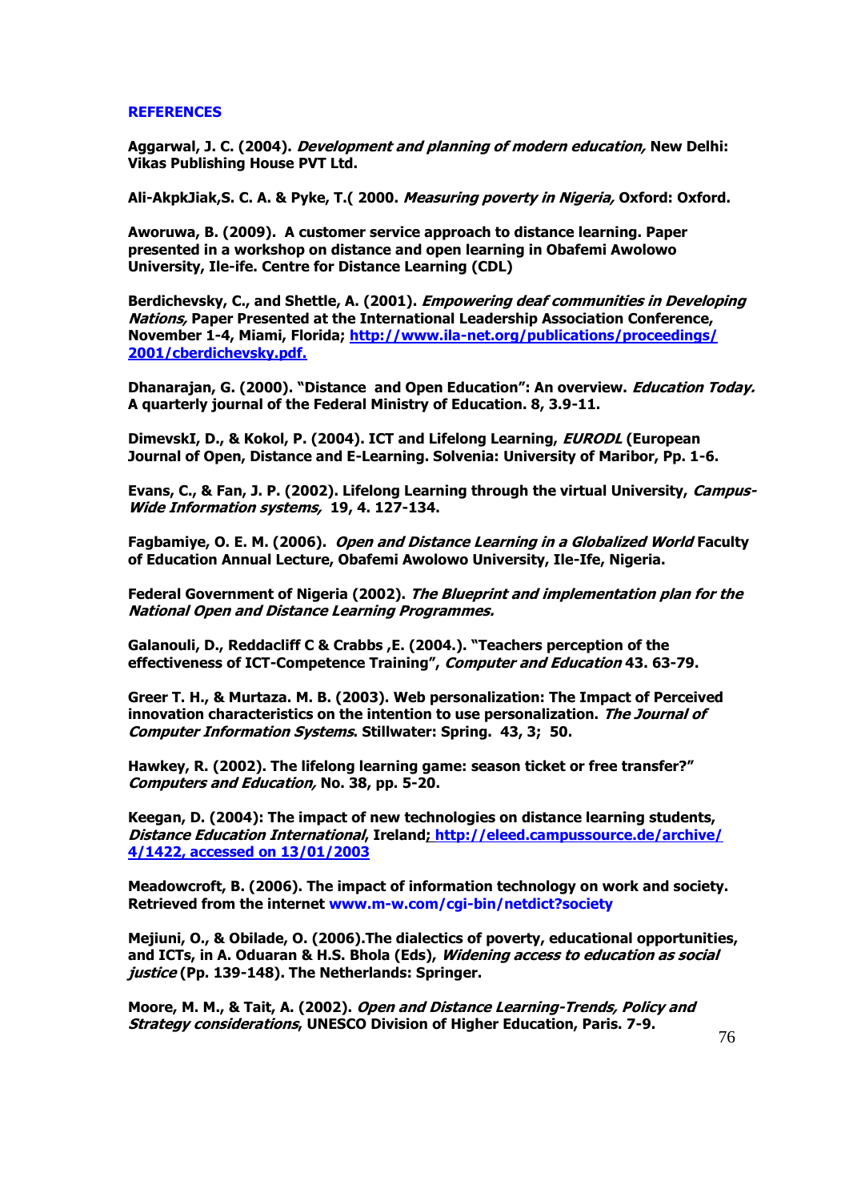## REFERENCES

**Aggarwal, J. C. (2004). *Development and planning of modern education,* New Delhi: Vikas Publishing House PVT Ltd.**

**Ali-AkpkJiak,S. C. A. & Pyke, T.( 2000. *Measuring poverty in Nigeria,* Oxford: Oxford.**

**Aworuwa, B. (2009). A customer service approach to distance learning. Paper presented in a workshop on distance and open learning in Obafemi Awolowo University, Ile-ife. Centre for Distance Learning (CDL)**

**Berdichevsky, C., and Shettle, A. (2001). *Empowering deaf communities in Developing Nations,* Paper Presented at the International Leadership Association Conference, November 1-4, Miami, Florida; http://www.ila-net.org/publications/proceedings/2001/cberdichevsky.pdf.**

**Dhanarajan, G. (2000). "Distance and Open Education": An overview. *Education Today.* A quarterly journal of the Federal Ministry of Education. 8, 3.9-11.**

**DimevskI, D., & Kokol, P. (2004). ICT and Lifelong Learning, *EURODL* (European Journal of Open, Distance and E-Learning. Solvenia: University of Maribor, Pp. 1-6.**

**Evans, C., & Fan, J. P. (2002). Lifelong Learning through the virtual University, *Campus-Wide Information systems,* 19, 4. 127-134.**

**Fagbamiye, O. E. M. (2006). *Open and Distance Learning in a Globalized World* Faculty of Education Annual Lecture, Obafemi Awolowo University, Ile-Ife, Nigeria.**

**Federal Government of Nigeria (2002). *The Blueprint and implementation plan for the National Open and Distance Learning Programmes.***

**Galanouli, D., Reddacliff C & Crabbs ,E. (2004.). "Teachers perception of the effectiveness of ICT-Competence Training", *Computer and Education* 43. 63-79.**

**Greer T. H., & Murtaza. M. B. (2003). Web personalization: The Impact of Perceived innovation characteristics on the intention to use personalization. *The Journal of Computer Information Systems*. Stillwater: Spring. 43, 3; 50.**

**Hawkey, R. (2002). The lifelong learning game: season ticket or free transfer?" *Computers and Education,* No. 38, pp. 5-20.**

**Keegan, D. (2004): The impact of new technologies on distance learning students, *Distance Education International*, Ireland; http://eleed.campussource.de/archive/4/1422, accessed on 13/01/2003**

**Meadowcroft, B. (2006). The impact of information technology on work and society. Retrieved from the internet www.m-w.com/cgi-bin/netdict?society**

**Mejiuni, O., & Obilade, O. (2006).The dialectics of poverty, educational opportunities, and ICTs, in A. Oduaran & H.S. Bhola (Eds), *Widening access to education as social justice* (Pp. 139-148). The Netherlands: Springer.**

**Moore, M. M., & Tait, A. (2002). *Open and Distance Learning-Trends, Policy and Strategy considerations*, UNESCO Division of Higher Education, Paris. 7-9.**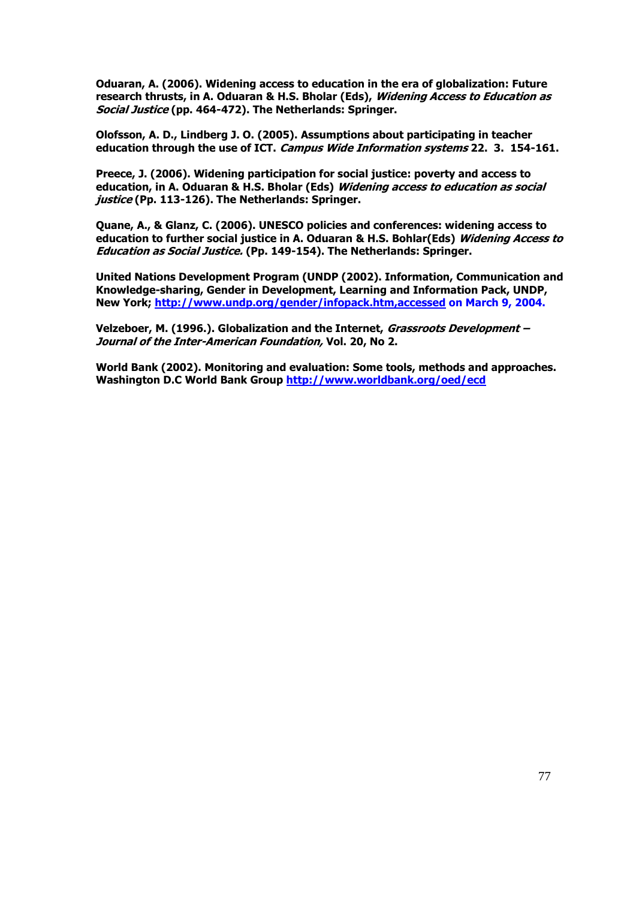**Oduaran, A. (2006). Widening access to education in the era of globalization: Future research thrusts, in A. Oduaran & H.S. Bholar (Eds), *Widening Access to Education as Social Justice* (pp. 464-472). The Netherlands: Springer.**

**Olofsson, A. D., Lindberg J. O. (2005). Assumptions about participating in teacher education through the use of ICT. *Campus Wide Information systems* 22. 3. 154-161.**

**Preece, J. (2006). Widening participation for social justice: poverty and access to education, in A. Oduaran & H.S. Bholar (Eds) *Widening access to education as social justice* (Pp. 113-126). The Netherlands: Springer.**

**Quane, A., & Glanz, C. (2006). UNESCO policies and conferences: widening access to education to further social justice in A. Oduaran & H.S. Bohlar(Eds) *Widening Access to Education as Social Justice.* (Pp. 149-154). The Netherlands: Springer.**

**United Nations Development Program (UNDP (2002). Information, Communication and Knowledge-sharing, Gender in Development, Learning and Information Pack, UNDP, New York; http://www.undp.org/gender/infopack.htm,accessed on March 9, 2004.**

**Velzeboer, M. (1996.). Globalization and the Internet, *Grassroots Development – Journal of the Inter-American Foundation,* Vol. 20, No 2.**

**World Bank (2002). Monitoring and evaluation: Some tools, methods and approaches. Washington D.C World Bank Group http://www.worldbank.org/oed/ecd**